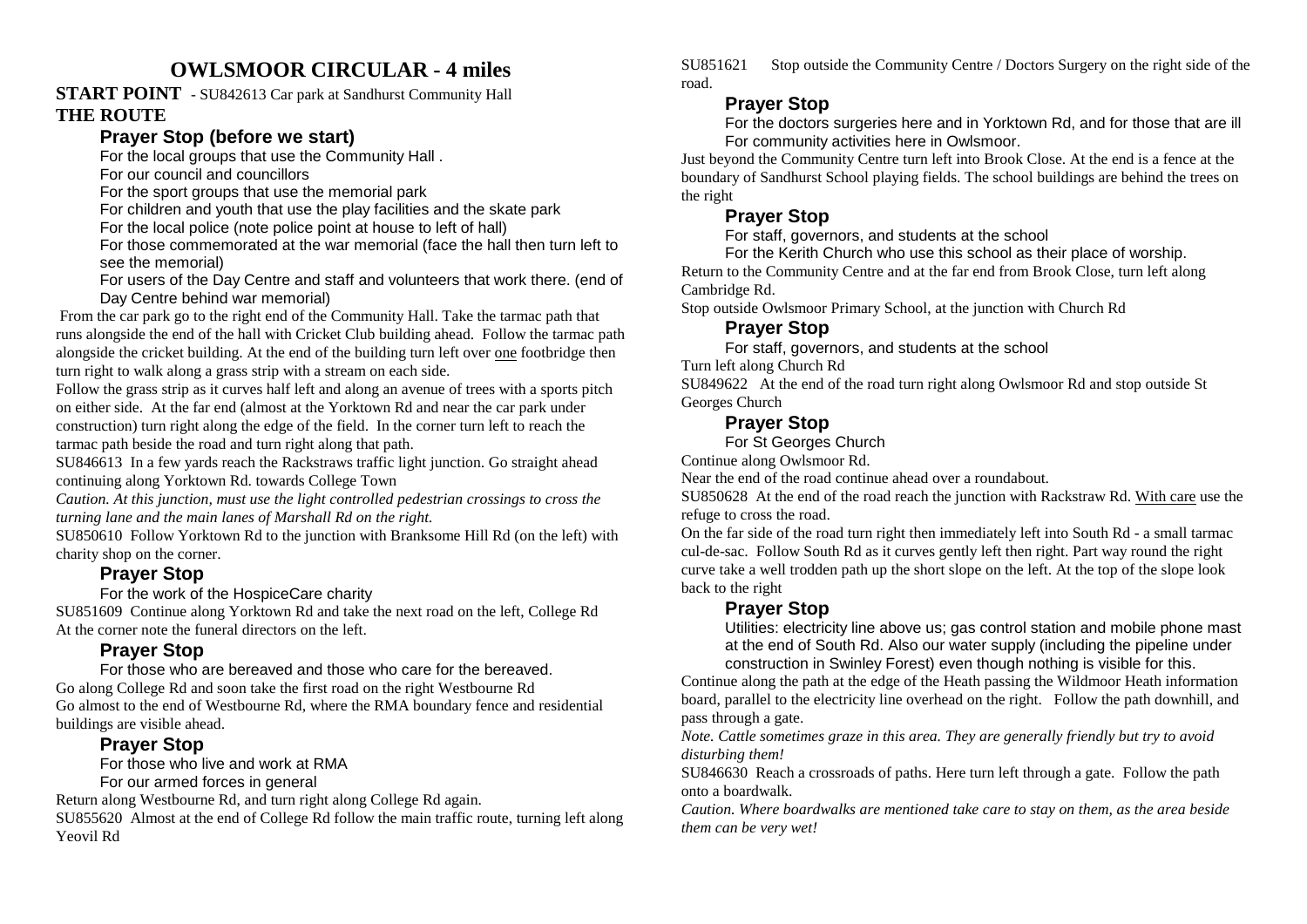# OWLSMOOR CIRCULAR - 4 miles

**START POINT** - SU842613 Car park at Sandhurst Community Hall

**THE ROUTE**

### Prayer Stop (before we start)

For the local groups that use the Community Hall .
For our council and councillors
For the sport groups that use the memorial park
For children and youth that use the play facilities and the skate park
For the local police (note police point at house to left of hall)
For those commemorated at the war memorial (face the hall then turn left to see the memorial)
For users of the Day Centre and staff and volunteers that work there. (end of Day Centre behind war memorial)

From the car park go to the right end of the Community Hall. Take the tarmac path that runs alongside the end of the hall with Cricket Club building ahead. Follow the tarmac path alongside the cricket building. At the end of the building turn left over one footbridge then turn right to walk along a grass strip with a stream on each side.

Follow the grass strip as it curves half left and along an avenue of trees with a sports pitch on either side. At the far end (almost at the Yorktown Rd and near the car park under construction) turn right along the edge of the field. In the corner turn left to reach the tarmac path beside the road and turn right along that path.

SU846613 In a few yards reach the Rackstraws traffic light junction. Go straight ahead continuing along Yorktown Rd. towards College Town

*Caution. At this junction, must use the light controlled pedestrian crossings to cross the turning lane and the main lanes of Marshall Rd on the right.*

SU850610 Follow Yorktown Rd to the junction with Branksome Hill Rd (on the left) with charity shop on the corner.

### Prayer Stop

For the work of the HospiceCare charity

SU851609 Continue along Yorktown Rd and take the next road on the left, College Rd
At the corner note the funeral directors on the left.

### Prayer Stop

For those who are bereaved and those who care for the bereaved.

Go along College Rd and soon take the first road on the right Westbourne Rd
Go almost to the end of Westbourne Rd, where the RMA boundary fence and residential buildings are visible ahead.

### Prayer Stop

For those who live and work at RMA
For our armed forces in general

Return along Westbourne Rd, and turn right along College Rd again.

SU855620 Almost at the end of College Rd follow the main traffic route, turning left along Yeovil Rd

SU851621 Stop outside the Community Centre / Doctors Surgery on the right side of the road.

### Prayer Stop

For the doctors surgeries here and in Yorktown Rd, and for those that are ill
For community activities here in Owlsmoor.

Just beyond the Community Centre turn left into Brook Close. At the end is a fence at the boundary of Sandhurst School playing fields. The school buildings are behind the trees on the right

### Prayer Stop

For staff, governors, and students at the school
For the Kerith Church who use this school as their place of worship.

Return to the Community Centre and at the far end from Brook Close, turn left along Cambridge Rd.

Stop outside Owlsmoor Primary School, at the junction with Church Rd

### Prayer Stop

For staff, governors, and students at the school

Turn left along Church Rd

SU849622 At the end of the road turn right along Owlsmoor Rd and stop outside St Georges Church

### Prayer Stop

For St Georges Church

Continue along Owlsmoor Rd.

Near the end of the road continue ahead over a roundabout.

SU850628 At the end of the road reach the junction with Rackstraw Rd. With care use the refuge to cross the road.

On the far side of the road turn right then immediately left into South Rd - a small tarmac cul-de-sac. Follow South Rd as it curves gently left then right. Part way round the right curve take a well trodden path up the short slope on the left. At the top of the slope look back to the right

### Prayer Stop

Utilities: electricity line above us; gas control station and mobile phone mast at the end of South Rd. Also our water supply (including the pipeline under construction in Swinley Forest) even though nothing is visible for this.

Continue along the path at the edge of the Heath passing the Wildmoor Heath information board, parallel to the electricity line overhead on the right. Follow the path downhill, and pass through a gate.

*Note. Cattle sometimes graze in this area. They are generally friendly but try to avoid disturbing them!*

SU846630 Reach a crossroads of paths. Here turn left through a gate. Follow the path onto a boardwalk.

*Caution. Where boardwalks are mentioned take care to stay on them, as the area beside them can be very wet!*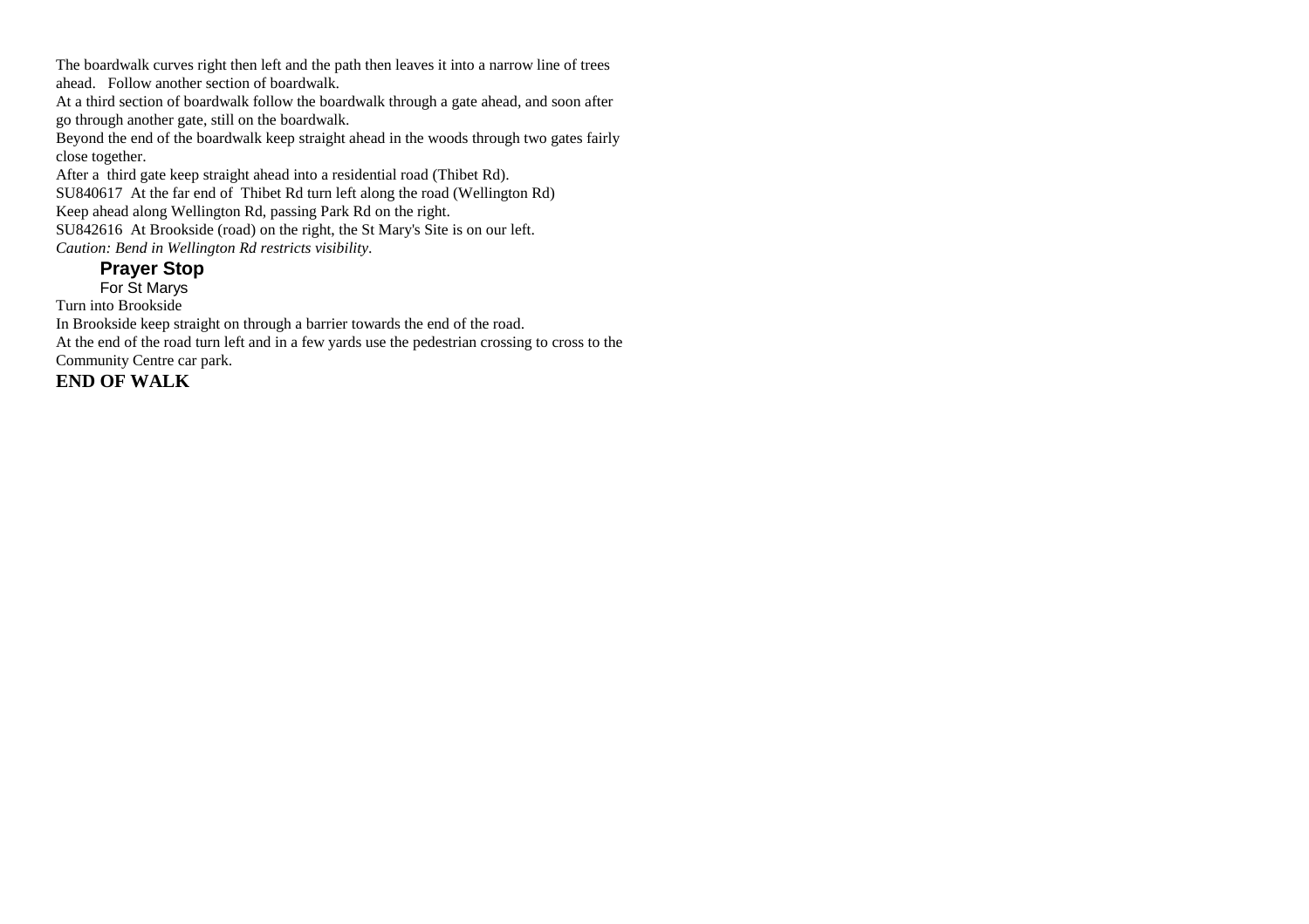The boardwalk curves right then left and the path then leaves it into a narrow line of trees ahead. Follow another section of boardwalk.

At a third section of boardwalk follow the boardwalk through a gate ahead, and soon after go through another gate, still on the boardwalk.

Beyond the end of the boardwalk keep straight ahead in the woods through two gates fairly close together.

After a third gate keep straight ahead into a residential road (Thibet Rd).

SU840617 At the far end of Thibet Rd turn left along the road (Wellington Rd)

Keep ahead along Wellington Rd, passing Park Rd on the right.

SU842616 At Brookside (road) on the right, the St Mary's Site is on our left.

*Caution: Bend in Wellington Rd restricts visibility.*

**Prayer Stop**

For St Marys

Turn into Brookside

In Brookside keep straight on through a barrier towards the end of the road.

At the end of the road turn left and in a few yards use the pedestrian crossing to cross to the Community Centre car park.

**END OF WALK**